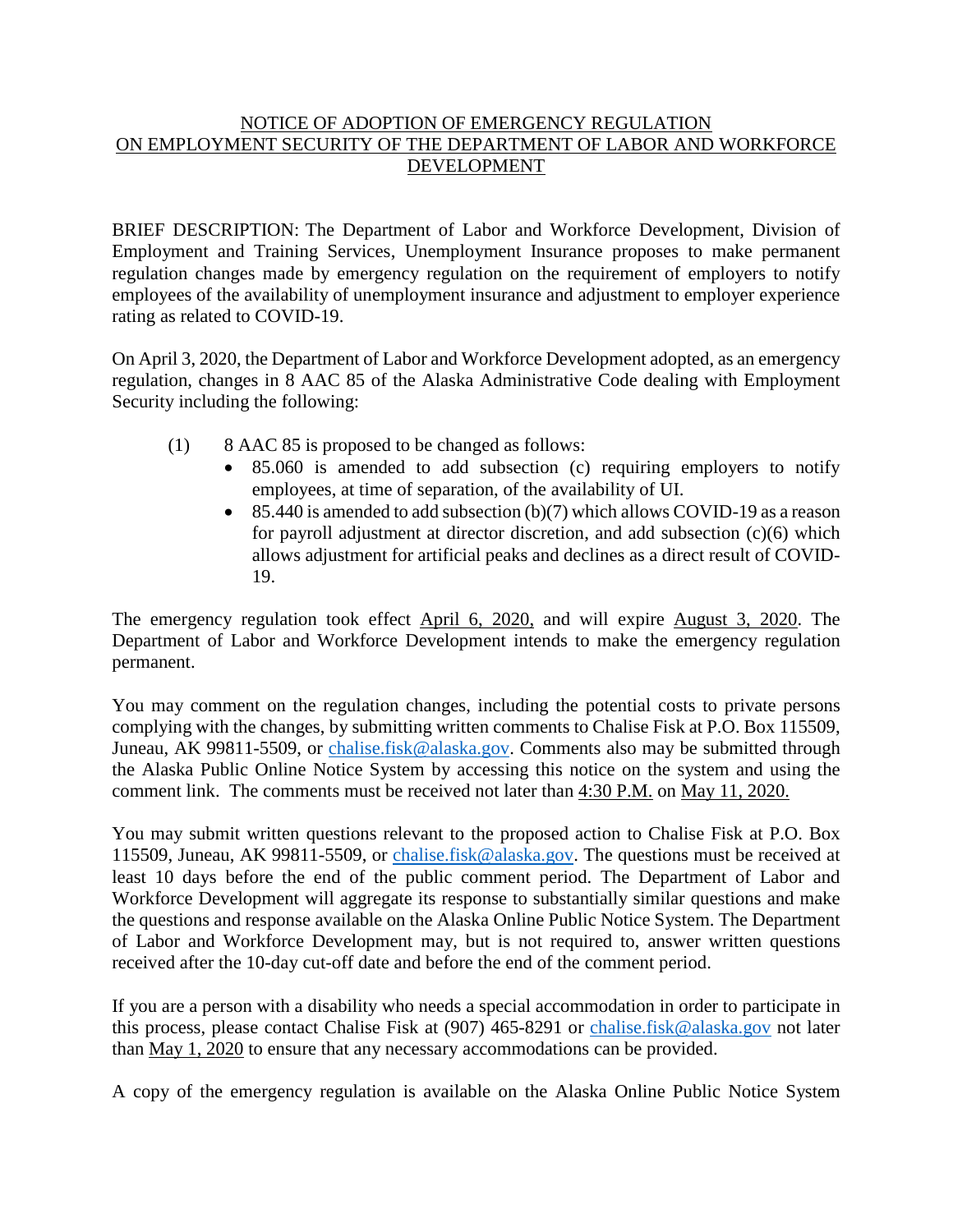# NOTICE OF ADOPTION OF EMERGENCY REGULATION ON EMPLOYMENT SECURITY OF THE DEPARTMENT OF LABOR AND WORKFORCE DEVELOPMENT

BRIEF DESCRIPTION: The Department of Labor and Workforce Development, Division of Employment and Training Services, Unemployment Insurance proposes to make permanent regulation changes made by emergency regulation on the requirement of employers to notify employees of the availability of unemployment insurance and adjustment to employer experience rating as related to COVID-19.

On April 3, 2020, the Department of Labor and Workforce Development adopted, as an emergency regulation, changes in 8 AAC 85 of the Alaska Administrative Code dealing with Employment Security including the following:

(1) 8 AAC 85 is proposed to be changed as follows:

- 85.060 is amended to add subsection (c) requiring employers to notify employees, at time of separation, of the availability of UI.
- 85.440 is amended to add subsection (b)(7) which allows COVID-19 as a reason for payroll adjustment at director discretion, and add subsection (c)(6) which allows adjustment for artificial peaks and declines as a direct result of COVID-19.

The emergency regulation took effect April 6, 2020, and will expire August 3, 2020. The Department of Labor and Workforce Development intends to make the emergency regulation permanent.

You may comment on the regulation changes, including the potential costs to private persons complying with the changes, by submitting written comments to Chalise Fisk at P.O. Box 115509, Juneau, AK 99811-5509, or chalise.fisk@alaska.gov. Comments also may be submitted through the Alaska Public Online Notice System by accessing this notice on the system and using the comment link. The comments must be received not later than 4:30 P.M. on May 11, 2020.

You may submit written questions relevant to the proposed action to Chalise Fisk at P.O. Box 115509, Juneau, AK 99811-5509, or chalise.fisk@alaska.gov. The questions must be received at least 10 days before the end of the public comment period. The Department of Labor and Workforce Development will aggregate its response to substantially similar questions and make the questions and response available on the Alaska Online Public Notice System. The Department of Labor and Workforce Development may, but is not required to, answer written questions received after the 10-day cut-off date and before the end of the comment period.

If you are a person with a disability who needs a special accommodation in order to participate in this process, please contact Chalise Fisk at (907) 465-8291 or chalise.fisk@alaska.gov not later than May 1, 2020 to ensure that any necessary accommodations can be provided.

A copy of the emergency regulation is available on the Alaska Online Public Notice System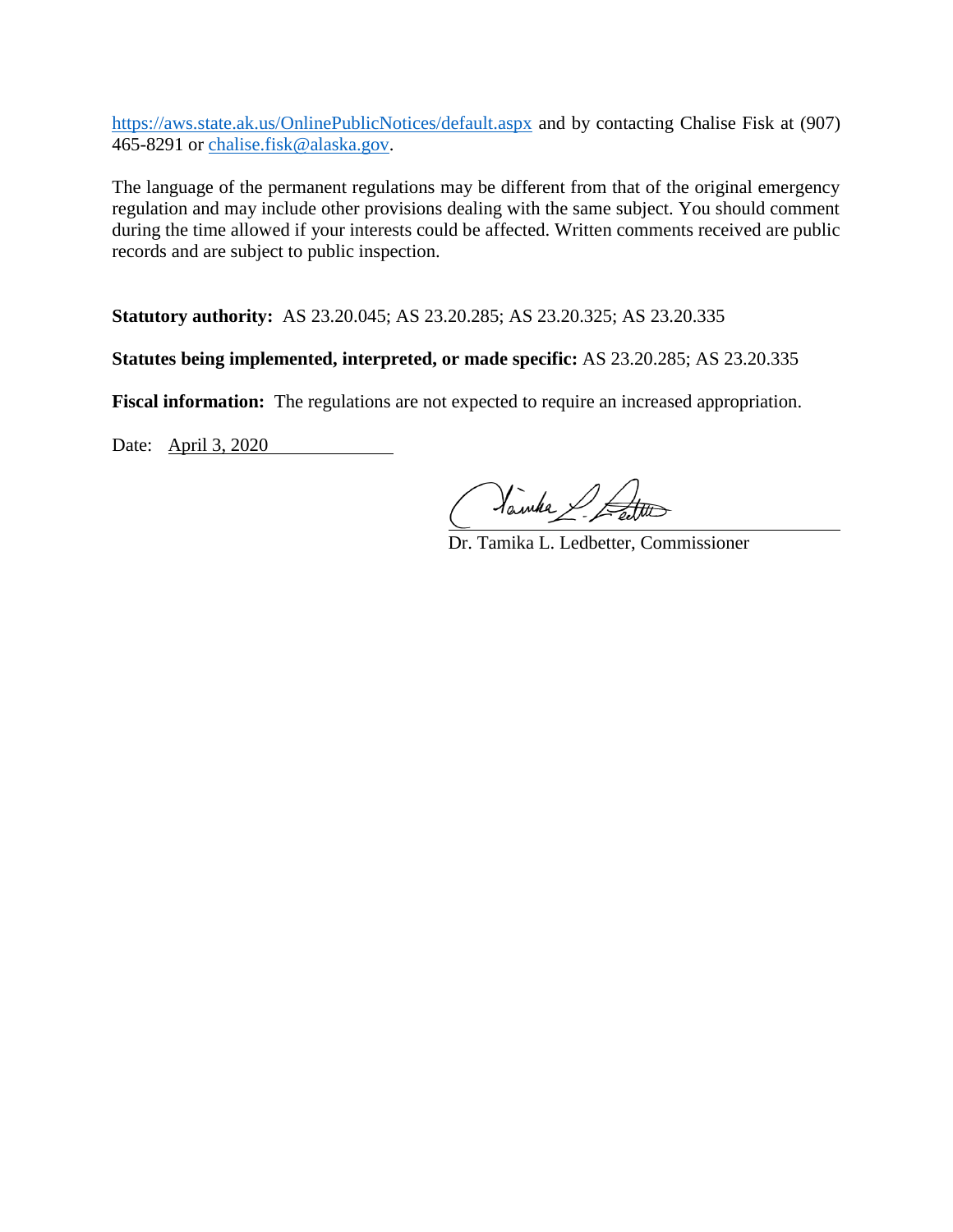https://aws.state.ak.us/OnlinePublicNotices/default.aspx and by contacting Chalise Fisk at (907) 465-8291 or chalise.fisk@alaska.gov.

The language of the permanent regulations may be different from that of the original emergency regulation and may include other provisions dealing with the same subject. You should comment during the time allowed if your interests could be affected. Written comments received are public records and are subject to public inspection.

**Statutory authority:** AS 23.20.045; AS 23.20.285; AS 23.20.325; AS 23.20.335

**Statutes being implemented, interpreted, or made specific:** AS 23.20.285; AS 23.20.335

**Fiscal information:** The regulations are not expected to require an increased appropriation.

Date: April 3, 2020

Dr. Tamika L. Ledbetter, Commissioner